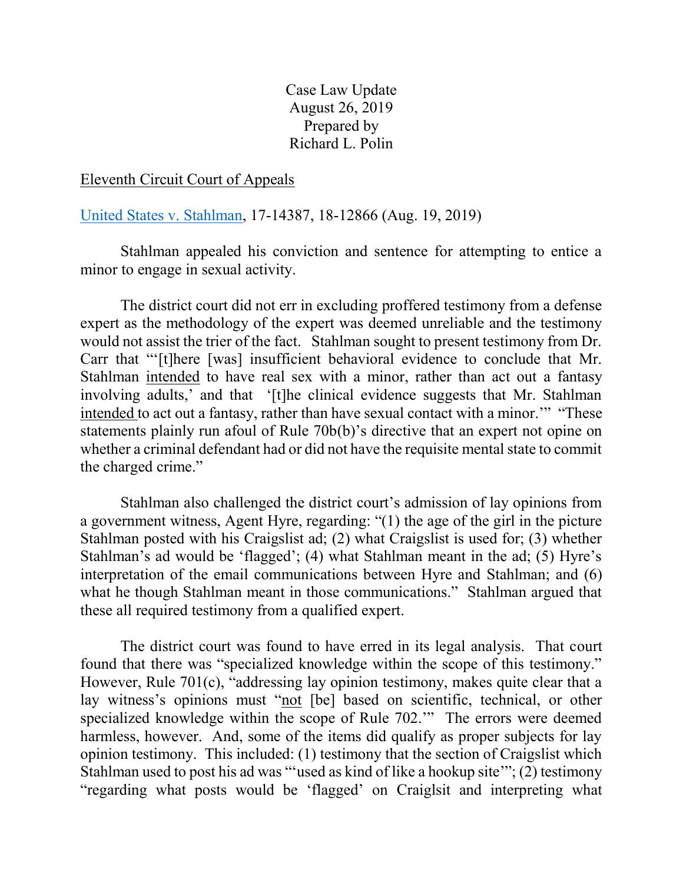Case Law Update
August 26, 2019
Prepared by
Richard L. Polin

Eleventh Circuit Court of Appeals

United States v. Stahlman, 17-14387, 18-12866 (Aug. 19, 2019)

Stahlman appealed his conviction and sentence for attempting to entice a minor to engage in sexual activity.

The district court did not err in excluding proffered testimony from a defense expert as the methodology of the expert was deemed unreliable and the testimony would not assist the trier of the fact. Stahlman sought to present testimony from Dr. Carr that "'[t]here [was] insufficient behavioral evidence to conclude that Mr. Stahlman intended to have real sex with a minor, rather than act out a fantasy involving adults,' and that '[t]he clinical evidence suggests that Mr. Stahlman intended to act out a fantasy, rather than have sexual contact with a minor.'" "These statements plainly run afoul of Rule 70b(b)'s directive that an expert not opine on whether a criminal defendant had or did not have the requisite mental state to commit the charged crime."

Stahlman also challenged the district court's admission of lay opinions from a government witness, Agent Hyre, regarding: "(1) the age of the girl in the picture Stahlman posted with his Craigslist ad; (2) what Craigslist is used for; (3) whether Stahlman's ad would be 'flagged'; (4) what Stahlman meant in the ad; (5) Hyre's interpretation of the email communications between Hyre and Stahlman; and (6) what he though Stahlman meant in those communications." Stahlman argued that these all required testimony from a qualified expert.

The district court was found to have erred in its legal analysis. That court found that there was "specialized knowledge within the scope of this testimony." However, Rule 701(c), "addressing lay opinion testimony, makes quite clear that a lay witness's opinions must "not [be] based on scientific, technical, or other specialized knowledge within the scope of Rule 702.'" The errors were deemed harmless, however. And, some of the items did qualify as proper subjects for lay opinion testimony. This included: (1) testimony that the section of Craigslist which Stahlman used to post his ad was "'used as kind of like a hookup site'"; (2) testimony "regarding what posts would be 'flagged' on Craiglsit and interpreting what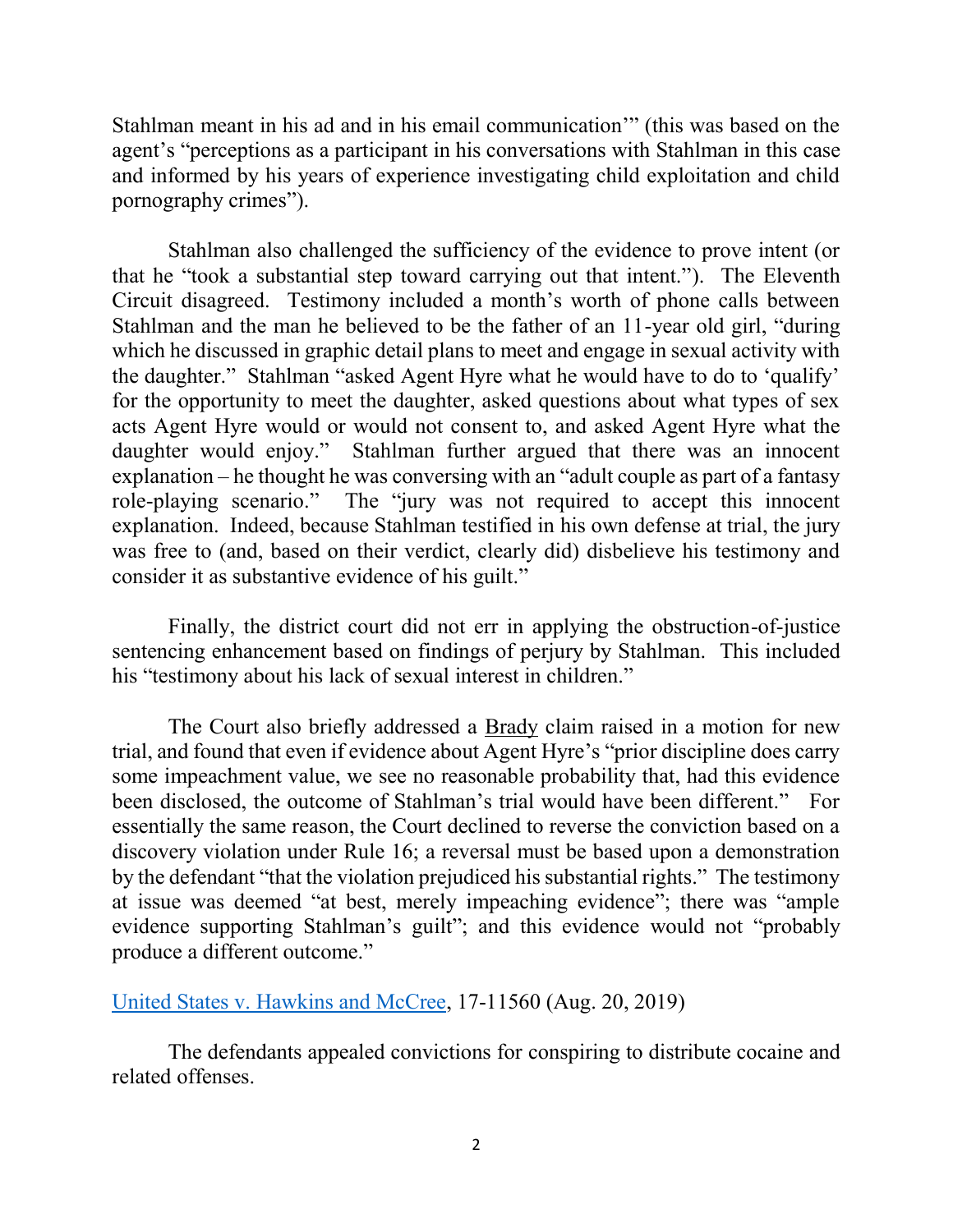Stahlman meant in his ad and in his email communication'" (this was based on the agent's "perceptions as a participant in his conversations with Stahlman in this case and informed by his years of experience investigating child exploitation and child pornography crimes").

Stahlman also challenged the sufficiency of the evidence to prove intent (or that he "took a substantial step toward carrying out that intent."). The Eleventh Circuit disagreed. Testimony included a month's worth of phone calls between Stahlman and the man he believed to be the father of an 11-year old girl, "during which he discussed in graphic detail plans to meet and engage in sexual activity with the daughter." Stahlman "asked Agent Hyre what he would have to do to 'qualify' for the opportunity to meet the daughter, asked questions about what types of sex acts Agent Hyre would or would not consent to, and asked Agent Hyre what the daughter would enjoy." Stahlman further argued that there was an innocent explanation – he thought he was conversing with an "adult couple as part of a fantasy role-playing scenario." The "jury was not required to accept this innocent explanation. Indeed, because Stahlman testified in his own defense at trial, the jury was free to (and, based on their verdict, clearly did) disbelieve his testimony and consider it as substantive evidence of his guilt."

Finally, the district court did not err in applying the obstruction-of-justice sentencing enhancement based on findings of perjury by Stahlman. This included his "testimony about his lack of sexual interest in children."

The Court also briefly addressed a Brady claim raised in a motion for new trial, and found that even if evidence about Agent Hyre's "prior discipline does carry some impeachment value, we see no reasonable probability that, had this evidence been disclosed, the outcome of Stahlman's trial would have been different." For essentially the same reason, the Court declined to reverse the conviction based on a discovery violation under Rule 16; a reversal must be based upon a demonstration by the defendant "that the violation prejudiced his substantial rights." The testimony at issue was deemed "at best, merely impeaching evidence"; there was "ample evidence supporting Stahlman's guilt"; and this evidence would not "probably produce a different outcome."

United States v. Hawkins and McCree, 17-11560 (Aug. 20, 2019)

The defendants appealed convictions for conspiring to distribute cocaine and related offenses.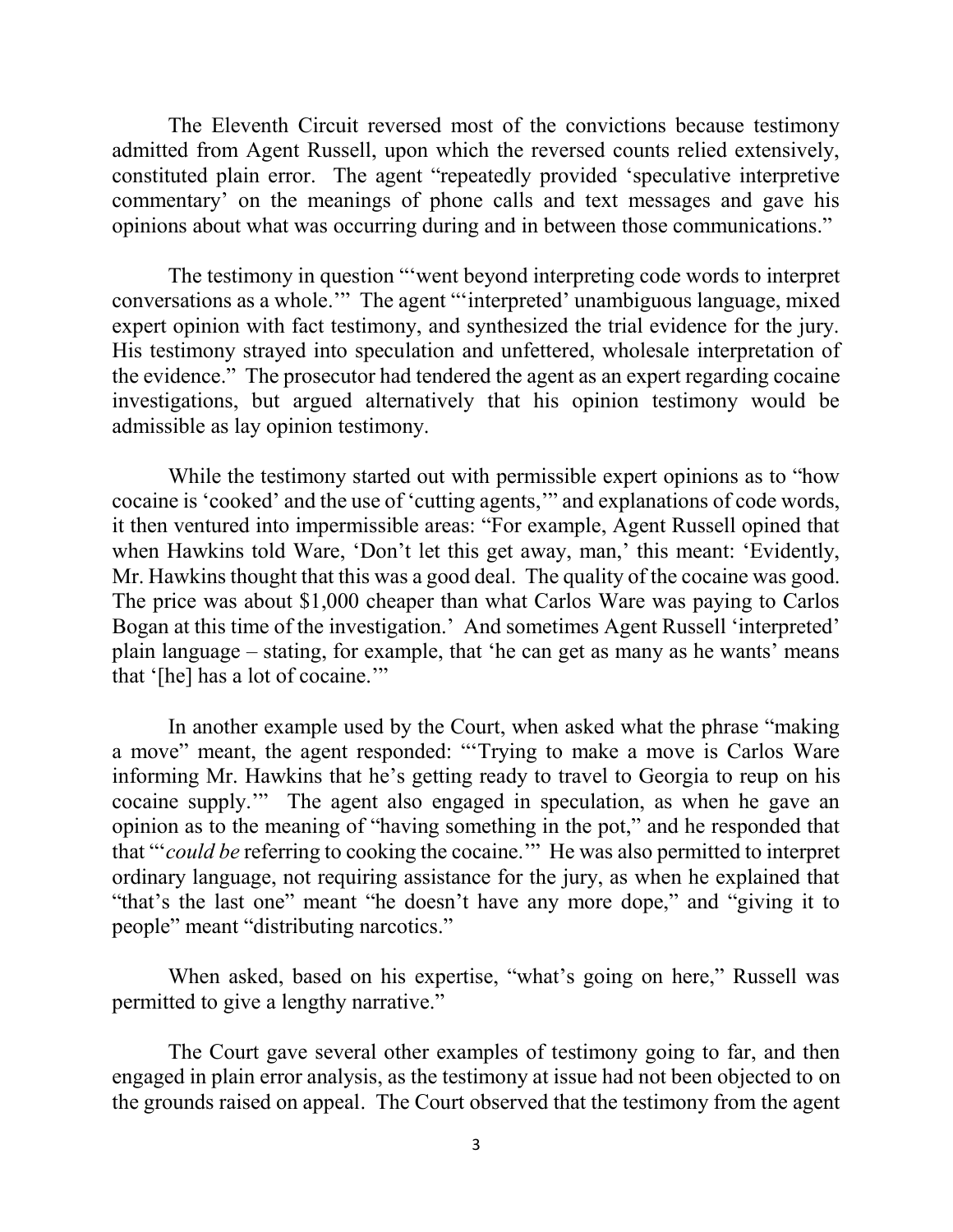The Eleventh Circuit reversed most of the convictions because testimony admitted from Agent Russell, upon which the reversed counts relied extensively, constituted plain error. The agent "repeatedly provided 'speculative interpretive commentary' on the meanings of phone calls and text messages and gave his opinions about what was occurring during and in between those communications."

The testimony in question "'went beyond interpreting code words to interpret conversations as a whole.'" The agent "'interpreted' unambiguous language, mixed expert opinion with fact testimony, and synthesized the trial evidence for the jury. His testimony strayed into speculation and unfettered, wholesale interpretation of the evidence." The prosecutor had tendered the agent as an expert regarding cocaine investigations, but argued alternatively that his opinion testimony would be admissible as lay opinion testimony.

While the testimony started out with permissible expert opinions as to "how cocaine is 'cooked' and the use of 'cutting agents,'" and explanations of code words, it then ventured into impermissible areas: "For example, Agent Russell opined that when Hawkins told Ware, 'Don't let this get away, man,' this meant: 'Evidently, Mr. Hawkins thought that this was a good deal. The quality of the cocaine was good. The price was about $1,000 cheaper than what Carlos Ware was paying to Carlos Bogan at this time of the investigation.' And sometimes Agent Russell 'interpreted' plain language – stating, for example, that 'he can get as many as he wants' means that '[he] has a lot of cocaine.'"

In another example used by the Court, when asked what the phrase "making a move" meant, the agent responded: "'Trying to make a move is Carlos Ware informing Mr. Hawkins that he's getting ready to travel to Georgia to reup on his cocaine supply.'" The agent also engaged in speculation, as when he gave an opinion as to the meaning of "having something in the pot," and he responded that that "'*could be* referring to cooking the cocaine.'" He was also permitted to interpret ordinary language, not requiring assistance for the jury, as when he explained that "that's the last one" meant "he doesn't have any more dope," and "giving it to people" meant "distributing narcotics."

When asked, based on his expertise, "what's going on here," Russell was permitted to give a lengthy narrative."

The Court gave several other examples of testimony going to far, and then engaged in plain error analysis, as the testimony at issue had not been objected to on the grounds raised on appeal. The Court observed that the testimony from the agent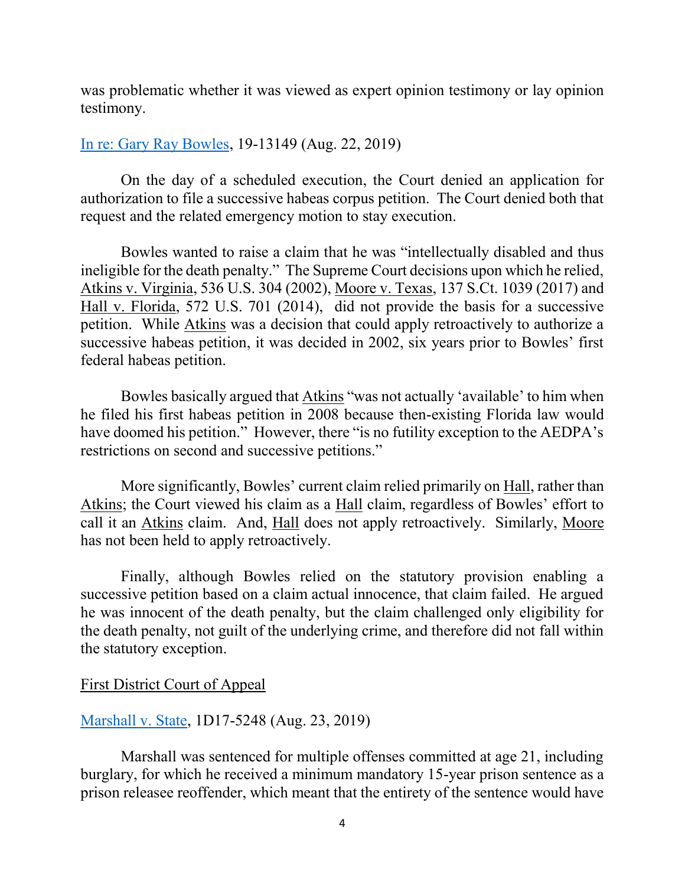was problematic whether it was viewed as expert opinion testimony or lay opinion testimony.

In re: Gary Ray Bowles, 19-13149 (Aug. 22, 2019)

On the day of a scheduled execution, the Court denied an application for authorization to file a successive habeas corpus petition. The Court denied both that request and the related emergency motion to stay execution.

Bowles wanted to raise a claim that he was "intellectually disabled and thus ineligible for the death penalty." The Supreme Court decisions upon which he relied, Atkins v. Virginia, 536 U.S. 304 (2002), Moore v. Texas, 137 S.Ct. 1039 (2017) and Hall v. Florida, 572 U.S. 701 (2014), did not provide the basis for a successive petition. While Atkins was a decision that could apply retroactively to authorize a successive habeas petition, it was decided in 2002, six years prior to Bowles' first federal habeas petition.

Bowles basically argued that Atkins "was not actually 'available' to him when he filed his first habeas petition in 2008 because then-existing Florida law would have doomed his petition." However, there "is no futility exception to the AEDPA's restrictions on second and successive petitions."

More significantly, Bowles' current claim relied primarily on Hall, rather than Atkins; the Court viewed his claim as a Hall claim, regardless of Bowles' effort to call it an Atkins claim. And, Hall does not apply retroactively. Similarly, Moore has not been held to apply retroactively.

Finally, although Bowles relied on the statutory provision enabling a successive petition based on a claim actual innocence, that claim failed. He argued he was innocent of the death penalty, but the claim challenged only eligibility for the death penalty, not guilt of the underlying crime, and therefore did not fall within the statutory exception.

First District Court of Appeal

Marshall v. State, 1D17-5248 (Aug. 23, 2019)

Marshall was sentenced for multiple offenses committed at age 21, including burglary, for which he received a minimum mandatory 15-year prison sentence as a prison releasee reoffender, which meant that the entirety of the sentence would have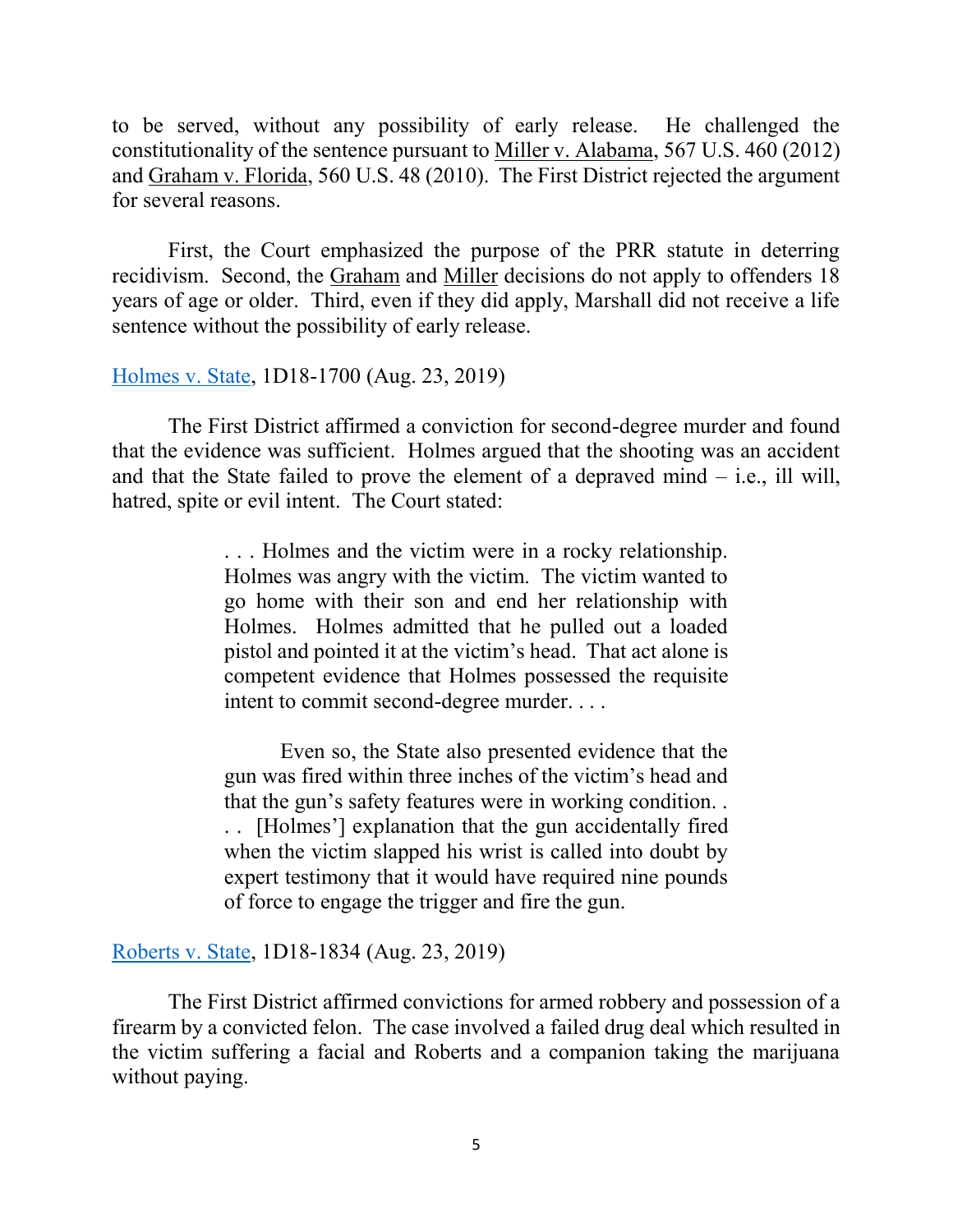to be served, without any possibility of early release. He challenged the constitutionality of the sentence pursuant to Miller v. Alabama, 567 U.S. 460 (2012) and Graham v. Florida, 560 U.S. 48 (2010). The First District rejected the argument for several reasons.

First, the Court emphasized the purpose of the PRR statute in deterring recidivism. Second, the Graham and Miller decisions do not apply to offenders 18 years of age or older. Third, even if they did apply, Marshall did not receive a life sentence without the possibility of early release.

[Holmes v. State](), 1D18-1700 (Aug. 23, 2019)

The First District affirmed a conviction for second-degree murder and found that the evidence was sufficient. Holmes argued that the shooting was an accident and that the State failed to prove the element of a depraved mind – i.e., ill will, hatred, spite or evil intent. The Court stated:

> . . . Holmes and the victim were in a rocky relationship. Holmes was angry with the victim. The victim wanted to go home with their son and end her relationship with Holmes. Holmes admitted that he pulled out a loaded pistol and pointed it at the victim's head. That act alone is competent evidence that Holmes possessed the requisite intent to commit second-degree murder. . . .
>
> Even so, the State also presented evidence that the gun was fired within three inches of the victim's head and that the gun's safety features were in working condition. . . . [Holmes'] explanation that the gun accidentally fired when the victim slapped his wrist is called into doubt by expert testimony that it would have required nine pounds of force to engage the trigger and fire the gun.

[Roberts v. State](), 1D18-1834 (Aug. 23, 2019)

The First District affirmed convictions for armed robbery and possession of a firearm by a convicted felon. The case involved a failed drug deal which resulted in the victim suffering a facial and Roberts and a companion taking the marijuana without paying.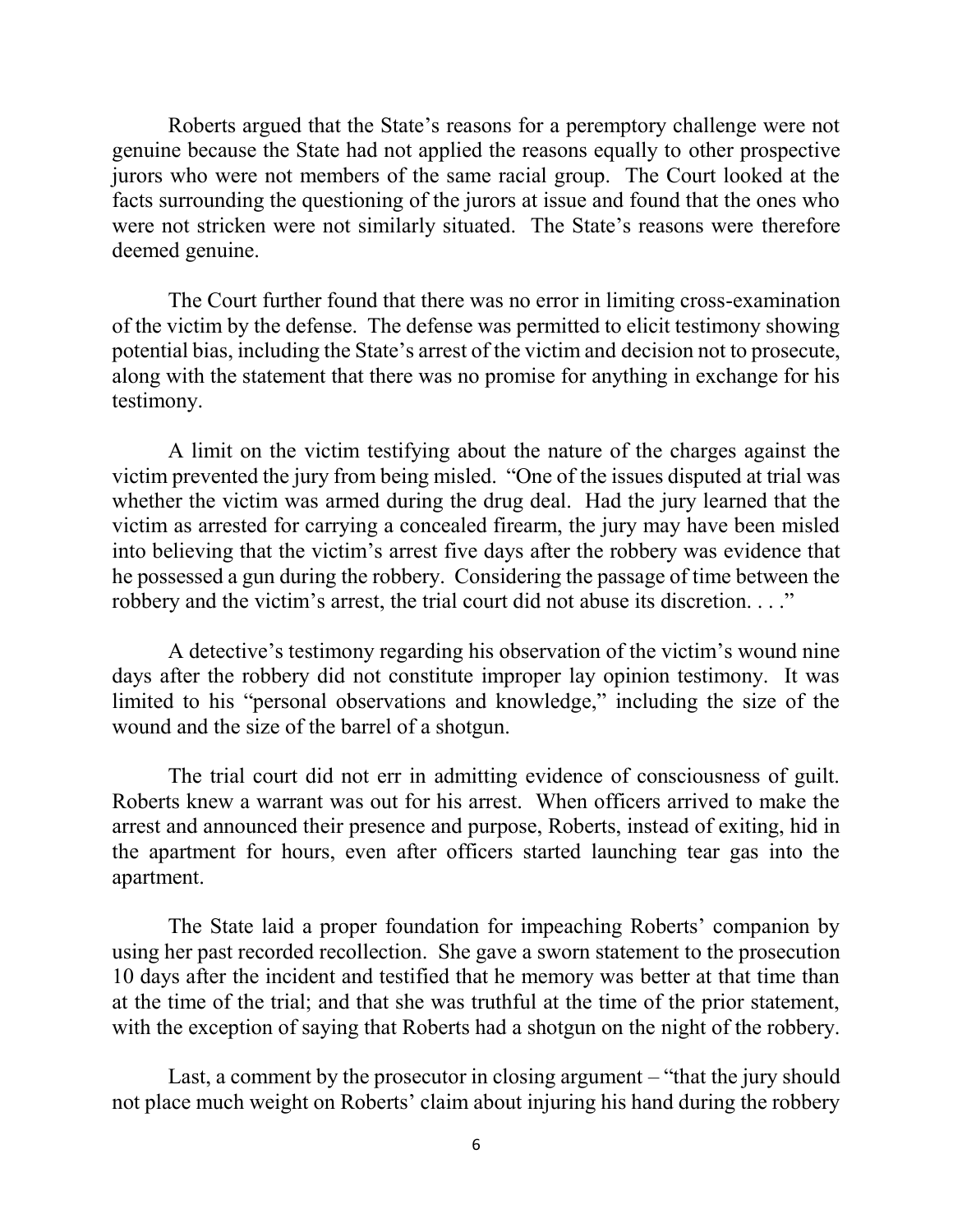Roberts argued that the State's reasons for a peremptory challenge were not genuine because the State had not applied the reasons equally to other prospective jurors who were not members of the same racial group. The Court looked at the facts surrounding the questioning of the jurors at issue and found that the ones who were not stricken were not similarly situated. The State's reasons were therefore deemed genuine.

The Court further found that there was no error in limiting cross-examination of the victim by the defense. The defense was permitted to elicit testimony showing potential bias, including the State's arrest of the victim and decision not to prosecute, along with the statement that there was no promise for anything in exchange for his testimony.

A limit on the victim testifying about the nature of the charges against the victim prevented the jury from being misled. "One of the issues disputed at trial was whether the victim was armed during the drug deal. Had the jury learned that the victim as arrested for carrying a concealed firearm, the jury may have been misled into believing that the victim's arrest five days after the robbery was evidence that he possessed a gun during the robbery. Considering the passage of time between the robbery and the victim's arrest, the trial court did not abuse its discretion. . . ."

A detective's testimony regarding his observation of the victim's wound nine days after the robbery did not constitute improper lay opinion testimony. It was limited to his "personal observations and knowledge," including the size of the wound and the size of the barrel of a shotgun.

The trial court did not err in admitting evidence of consciousness of guilt. Roberts knew a warrant was out for his arrest. When officers arrived to make the arrest and announced their presence and purpose, Roberts, instead of exiting, hid in the apartment for hours, even after officers started launching tear gas into the apartment.

The State laid a proper foundation for impeaching Roberts' companion by using her past recorded recollection. She gave a sworn statement to the prosecution 10 days after the incident and testified that he memory was better at that time than at the time of the trial; and that she was truthful at the time of the prior statement, with the exception of saying that Roberts had a shotgun on the night of the robbery.

Last, a comment by the prosecutor in closing argument – "that the jury should not place much weight on Roberts' claim about injuring his hand during the robbery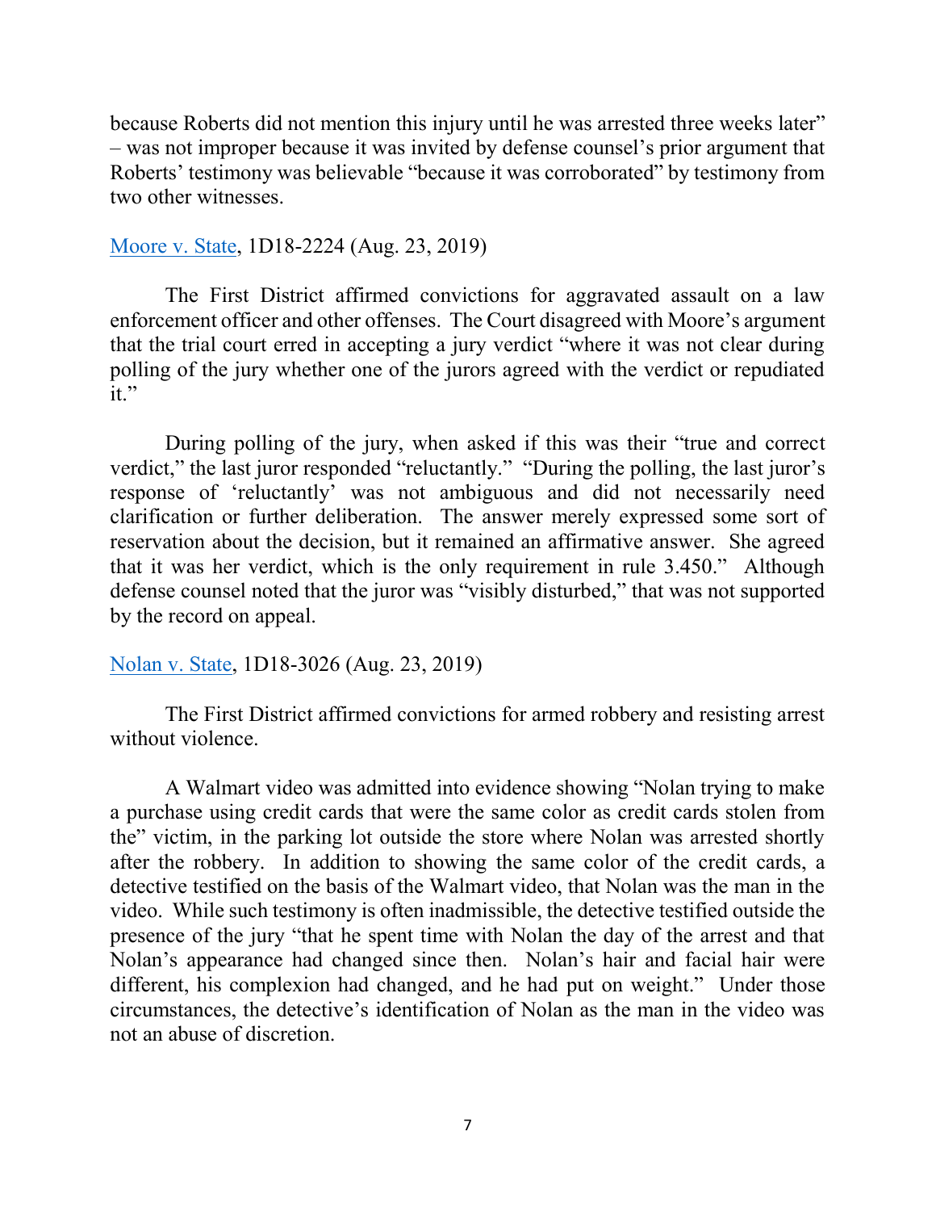because Roberts did not mention this injury until he was arrested three weeks later" – was not improper because it was invited by defense counsel's prior argument that Roberts' testimony was believable "because it was corroborated" by testimony from two other witnesses.

Moore v. State, 1D18-2224 (Aug. 23, 2019)

The First District affirmed convictions for aggravated assault on a law enforcement officer and other offenses. The Court disagreed with Moore's argument that the trial court erred in accepting a jury verdict "where it was not clear during polling of the jury whether one of the jurors agreed with the verdict or repudiated it."

During polling of the jury, when asked if this was their "true and correct verdict," the last juror responded "reluctantly." "During the polling, the last juror's response of 'reluctantly' was not ambiguous and did not necessarily need clarification or further deliberation. The answer merely expressed some sort of reservation about the decision, but it remained an affirmative answer. She agreed that it was her verdict, which is the only requirement in rule 3.450." Although defense counsel noted that the juror was "visibly disturbed," that was not supported by the record on appeal.

Nolan v. State, 1D18-3026 (Aug. 23, 2019)

The First District affirmed convictions for armed robbery and resisting arrest without violence.

A Walmart video was admitted into evidence showing "Nolan trying to make a purchase using credit cards that were the same color as credit cards stolen from the" victim, in the parking lot outside the store where Nolan was arrested shortly after the robbery. In addition to showing the same color of the credit cards, a detective testified on the basis of the Walmart video, that Nolan was the man in the video. While such testimony is often inadmissible, the detective testified outside the presence of the jury "that he spent time with Nolan the day of the arrest and that Nolan's appearance had changed since then. Nolan's hair and facial hair were different, his complexion had changed, and he had put on weight." Under those circumstances, the detective's identification of Nolan as the man in the video was not an abuse of discretion.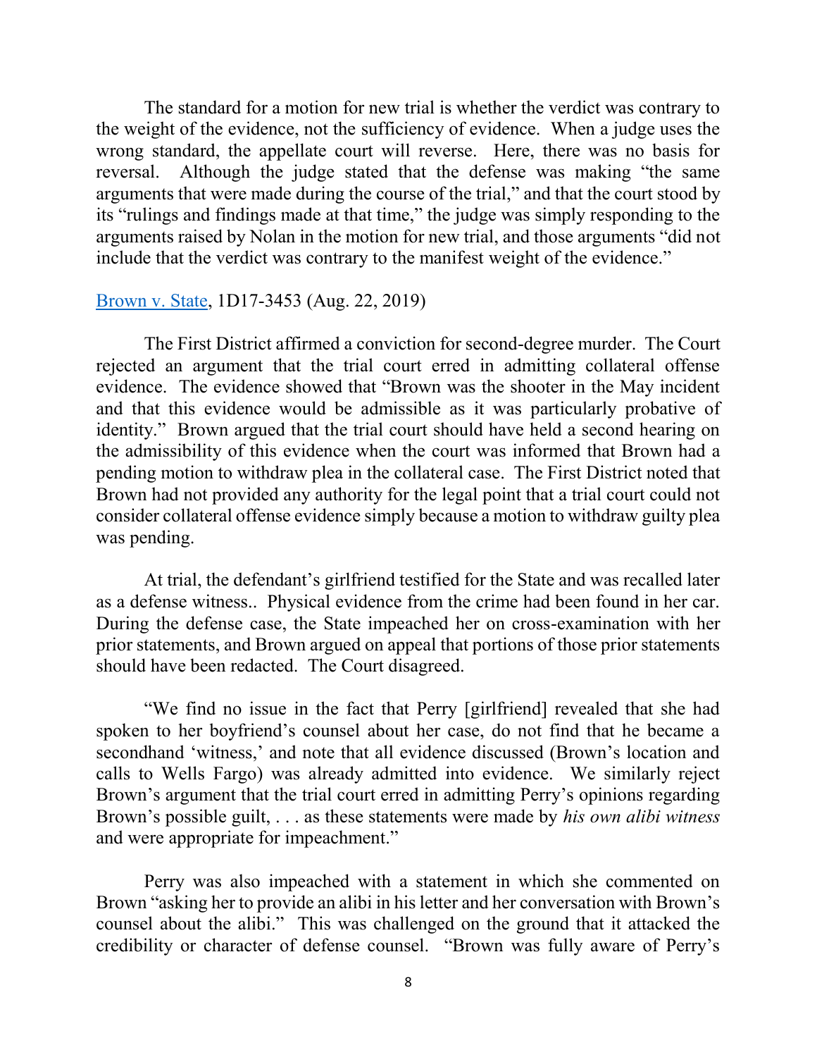The standard for a motion for new trial is whether the verdict was contrary to the weight of the evidence, not the sufficiency of evidence. When a judge uses the wrong standard, the appellate court will reverse. Here, there was no basis for reversal. Although the judge stated that the defense was making "the same arguments that were made during the course of the trial," and that the court stood by its "rulings and findings made at that time," the judge was simply responding to the arguments raised by Nolan in the motion for new trial, and those arguments "did not include that the verdict was contrary to the manifest weight of the evidence."

Brown v. State, 1D17-3453 (Aug. 22, 2019)

The First District affirmed a conviction for second-degree murder. The Court rejected an argument that the trial court erred in admitting collateral offense evidence. The evidence showed that "Brown was the shooter in the May incident and that this evidence would be admissible as it was particularly probative of identity." Brown argued that the trial court should have held a second hearing on the admissibility of this evidence when the court was informed that Brown had a pending motion to withdraw plea in the collateral case. The First District noted that Brown had not provided any authority for the legal point that a trial court could not consider collateral offense evidence simply because a motion to withdraw guilty plea was pending.

At trial, the defendant's girlfriend testified for the State and was recalled later as a defense witness.. Physical evidence from the crime had been found in her car. During the defense case, the State impeached her on cross-examination with her prior statements, and Brown argued on appeal that portions of those prior statements should have been redacted. The Court disagreed.

"We find no issue in the fact that Perry [girlfriend] revealed that she had spoken to her boyfriend's counsel about her case, do not find that he became a secondhand 'witness,' and note that all evidence discussed (Brown's location and calls to Wells Fargo) was already admitted into evidence. We similarly reject Brown's argument that the trial court erred in admitting Perry's opinions regarding Brown's possible guilt, . . . as these statements were made by *his own alibi witness* and were appropriate for impeachment."

Perry was also impeached with a statement in which she commented on Brown "asking her to provide an alibi in his letter and her conversation with Brown's counsel about the alibi." This was challenged on the ground that it attacked the credibility or character of defense counsel. "Brown was fully aware of Perry's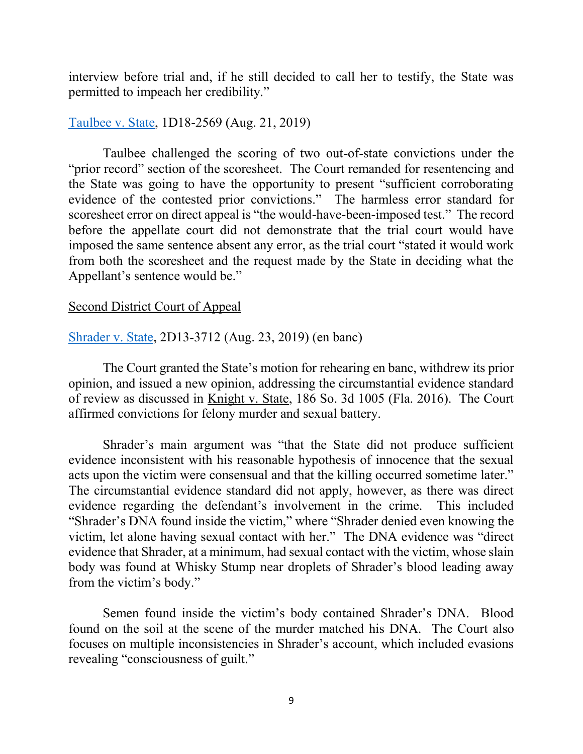interview before trial and, if he still decided to call her to testify, the State was permitted to impeach her credibility."

[Taulbee v. State](), 1D18-2569 (Aug. 21, 2019)

Taulbee challenged the scoring of two out-of-state convictions under the "prior record" section of the scoresheet. The Court remanded for resentencing and the State was going to have the opportunity to present "sufficient corroborating evidence of the contested prior convictions." The harmless error standard for scoresheet error on direct appeal is "the would-have-been-imposed test." The record before the appellate court did not demonstrate that the trial court would have imposed the same sentence absent any error, as the trial court "stated it would work from both the scoresheet and the request made by the State in deciding what the Appellant's sentence would be."

<u>Second District Court of Appeal</u>

[Shrader v. State](), 2D13-3712 (Aug. 23, 2019) (en banc)

The Court granted the State's motion for rehearing en banc, withdrew its prior opinion, and issued a new opinion, addressing the circumstantial evidence standard of review as discussed in <u>Knight v. State</u>, 186 So. 3d 1005 (Fla. 2016). The Court affirmed convictions for felony murder and sexual battery.

Shrader's main argument was "that the State did not produce sufficient evidence inconsistent with his reasonable hypothesis of innocence that the sexual acts upon the victim were consensual and that the killing occurred sometime later." The circumstantial evidence standard did not apply, however, as there was direct evidence regarding the defendant's involvement in the crime. This included "Shrader's DNA found inside the victim," where "Shrader denied even knowing the victim, let alone having sexual contact with her." The DNA evidence was "direct evidence that Shrader, at a minimum, had sexual contact with the victim, whose slain body was found at Whisky Stump near droplets of Shrader's blood leading away from the victim's body."

Semen found inside the victim's body contained Shrader's DNA. Blood found on the soil at the scene of the murder matched his DNA. The Court also focuses on multiple inconsistencies in Shrader's account, which included evasions revealing "consciousness of guilt."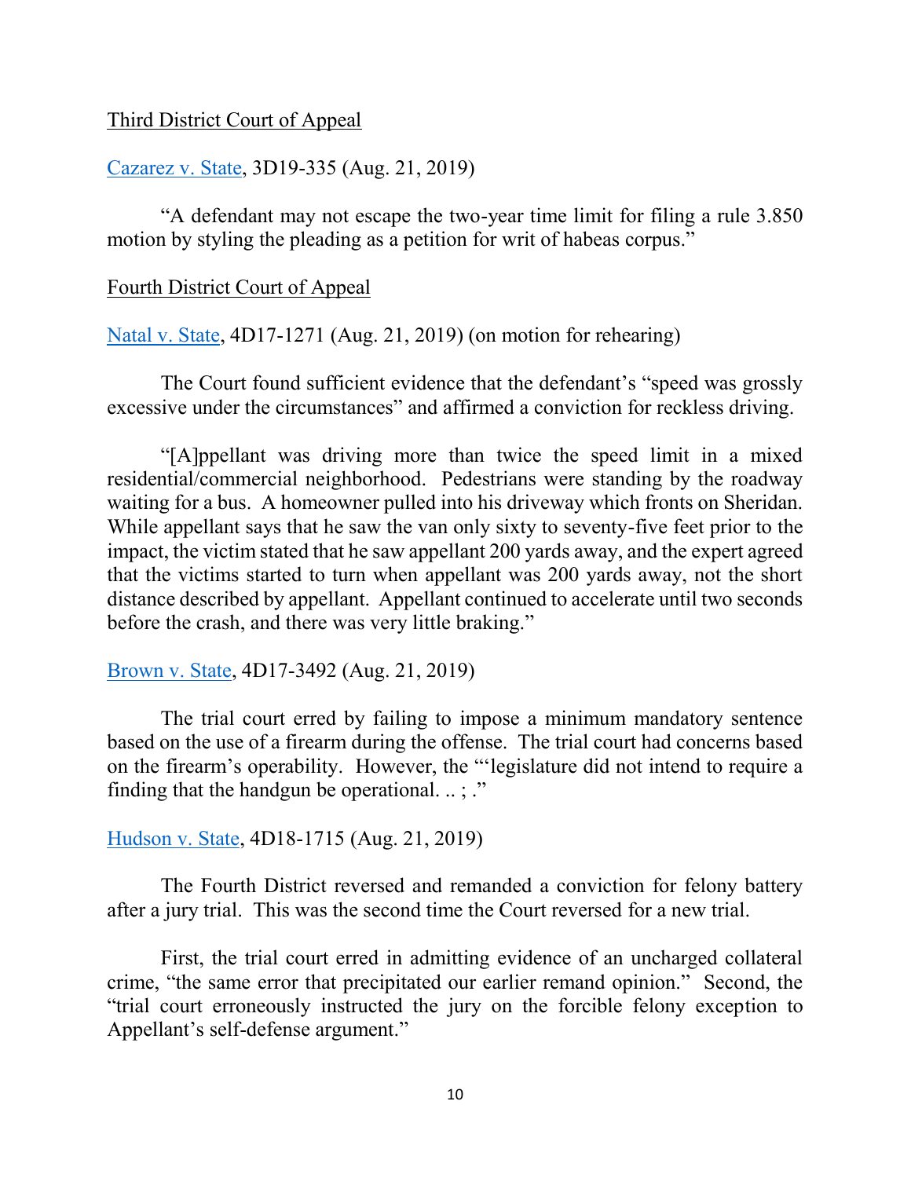Third District Court of Appeal

Cazarez v. State, 3D19-335 (Aug. 21, 2019)

"A defendant may not escape the two-year time limit for filing a rule 3.850 motion by styling the pleading as a petition for writ of habeas corpus."

Fourth District Court of Appeal

Natal v. State, 4D17-1271 (Aug. 21, 2019) (on motion for rehearing)

The Court found sufficient evidence that the defendant's "speed was grossly excessive under the circumstances" and affirmed a conviction for reckless driving.

"[A]ppellant was driving more than twice the speed limit in a mixed residential/commercial neighborhood. Pedestrians were standing by the roadway waiting for a bus. A homeowner pulled into his driveway which fronts on Sheridan. While appellant says that he saw the van only sixty to seventy-five feet prior to the impact, the victim stated that he saw appellant 200 yards away, and the expert agreed that the victims started to turn when appellant was 200 yards away, not the short distance described by appellant. Appellant continued to accelerate until two seconds before the crash, and there was very little braking."

Brown v. State, 4D17-3492 (Aug. 21, 2019)

The trial court erred by failing to impose a minimum mandatory sentence based on the use of a firearm during the offense. The trial court had concerns based on the firearm's operability. However, the "'legislature did not intend to require a finding that the handgun be operational. .. ; ."

Hudson v. State, 4D18-1715 (Aug. 21, 2019)

The Fourth District reversed and remanded a conviction for felony battery after a jury trial. This was the second time the Court reversed for a new trial.

First, the trial court erred in admitting evidence of an uncharged collateral crime, "the same error that precipitated our earlier remand opinion." Second, the "trial court erroneously instructed the jury on the forcible felony exception to Appellant's self-defense argument."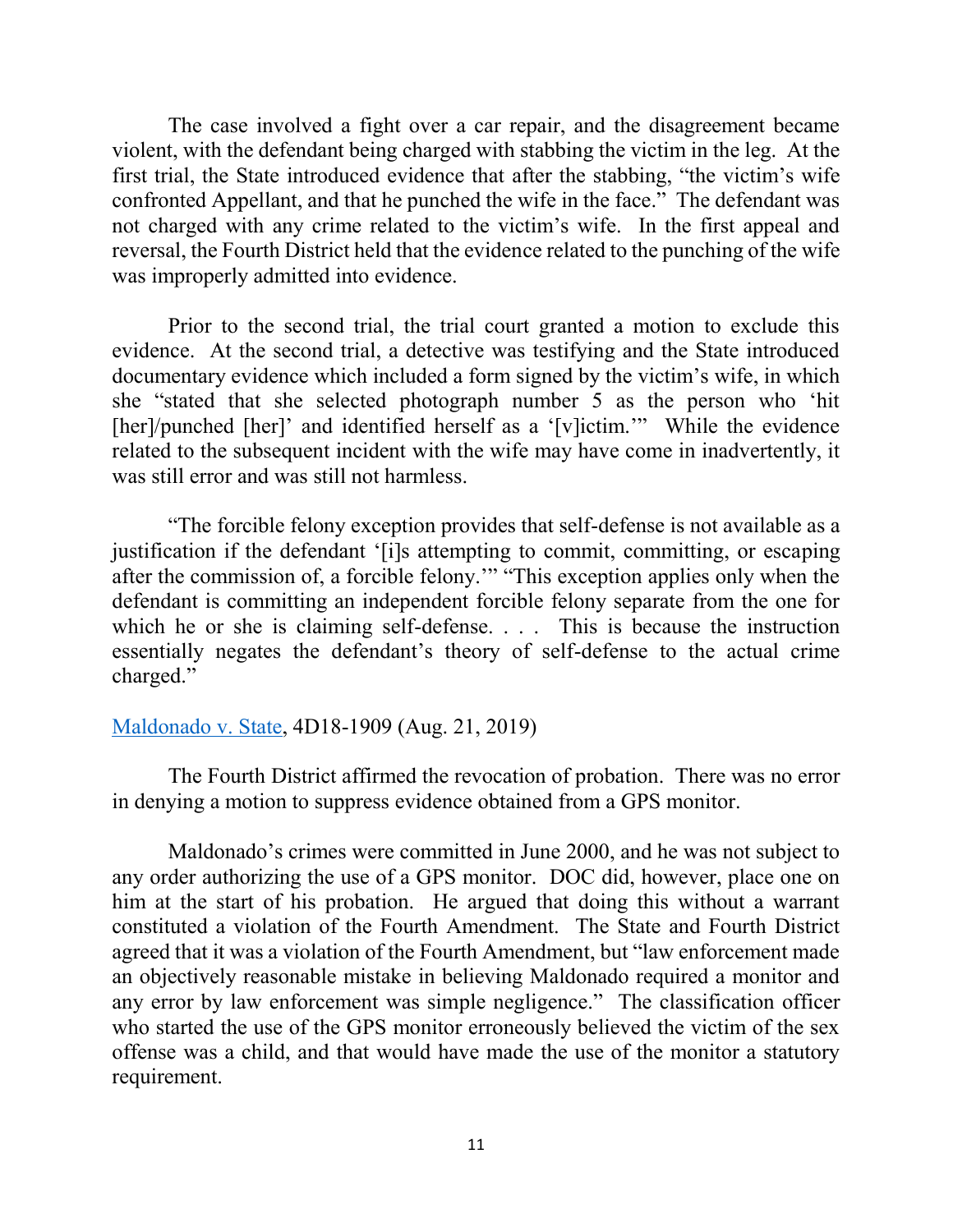The case involved a fight over a car repair, and the disagreement became violent, with the defendant being charged with stabbing the victim in the leg. At the first trial, the State introduced evidence that after the stabbing, "the victim's wife confronted Appellant, and that he punched the wife in the face." The defendant was not charged with any crime related to the victim's wife. In the first appeal and reversal, the Fourth District held that the evidence related to the punching of the wife was improperly admitted into evidence.

Prior to the second trial, the trial court granted a motion to exclude this evidence. At the second trial, a detective was testifying and the State introduced documentary evidence which included a form signed by the victim's wife, in which she "stated that she selected photograph number 5 as the person who 'hit [her]/punched [her]' and identified herself as a '[v]ictim.'" While the evidence related to the subsequent incident with the wife may have come in inadvertently, it was still error and was still not harmless.

"The forcible felony exception provides that self-defense is not available as a justification if the defendant '[i]s attempting to commit, committing, or escaping after the commission of, a forcible felony.'" "This exception applies only when the defendant is committing an independent forcible felony separate from the one for which he or she is claiming self-defense. . . . This is because the instruction essentially negates the defendant's theory of self-defense to the actual crime charged."

Maldonado v. State, 4D18-1909 (Aug. 21, 2019)

The Fourth District affirmed the revocation of probation. There was no error in denying a motion to suppress evidence obtained from a GPS monitor.

Maldonado's crimes were committed in June 2000, and he was not subject to any order authorizing the use of a GPS monitor. DOC did, however, place one on him at the start of his probation. He argued that doing this without a warrant constituted a violation of the Fourth Amendment. The State and Fourth District agreed that it was a violation of the Fourth Amendment, but "law enforcement made an objectively reasonable mistake in believing Maldonado required a monitor and any error by law enforcement was simple negligence." The classification officer who started the use of the GPS monitor erroneously believed the victim of the sex offense was a child, and that would have made the use of the monitor a statutory requirement.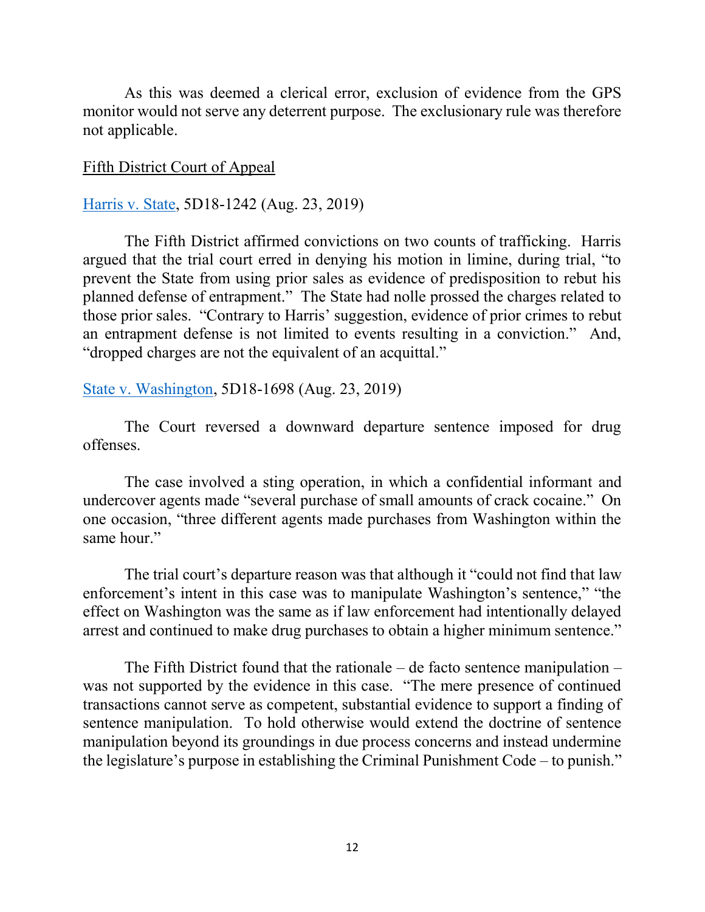As this was deemed a clerical error, exclusion of evidence from the GPS monitor would not serve any deterrent purpose. The exclusionary rule was therefore not applicable.

Fifth District Court of Appeal

Harris v. State, 5D18-1242 (Aug. 23, 2019)

The Fifth District affirmed convictions on two counts of trafficking. Harris argued that the trial court erred in denying his motion in limine, during trial, "to prevent the State from using prior sales as evidence of predisposition to rebut his planned defense of entrapment." The State had nolle prossed the charges related to those prior sales. "Contrary to Harris' suggestion, evidence of prior crimes to rebut an entrapment defense is not limited to events resulting in a conviction." And, "dropped charges are not the equivalent of an acquittal."

State v. Washington, 5D18-1698 (Aug. 23, 2019)

The Court reversed a downward departure sentence imposed for drug offenses.

The case involved a sting operation, in which a confidential informant and undercover agents made "several purchase of small amounts of crack cocaine." On one occasion, "three different agents made purchases from Washington within the same hour."

The trial court's departure reason was that although it "could not find that law enforcement's intent in this case was to manipulate Washington's sentence," "the effect on Washington was the same as if law enforcement had intentionally delayed arrest and continued to make drug purchases to obtain a higher minimum sentence."

The Fifth District found that the rationale – de facto sentence manipulation – was not supported by the evidence in this case. "The mere presence of continued transactions cannot serve as competent, substantial evidence to support a finding of sentence manipulation. To hold otherwise would extend the doctrine of sentence manipulation beyond its groundings in due process concerns and instead undermine the legislature's purpose in establishing the Criminal Punishment Code – to punish."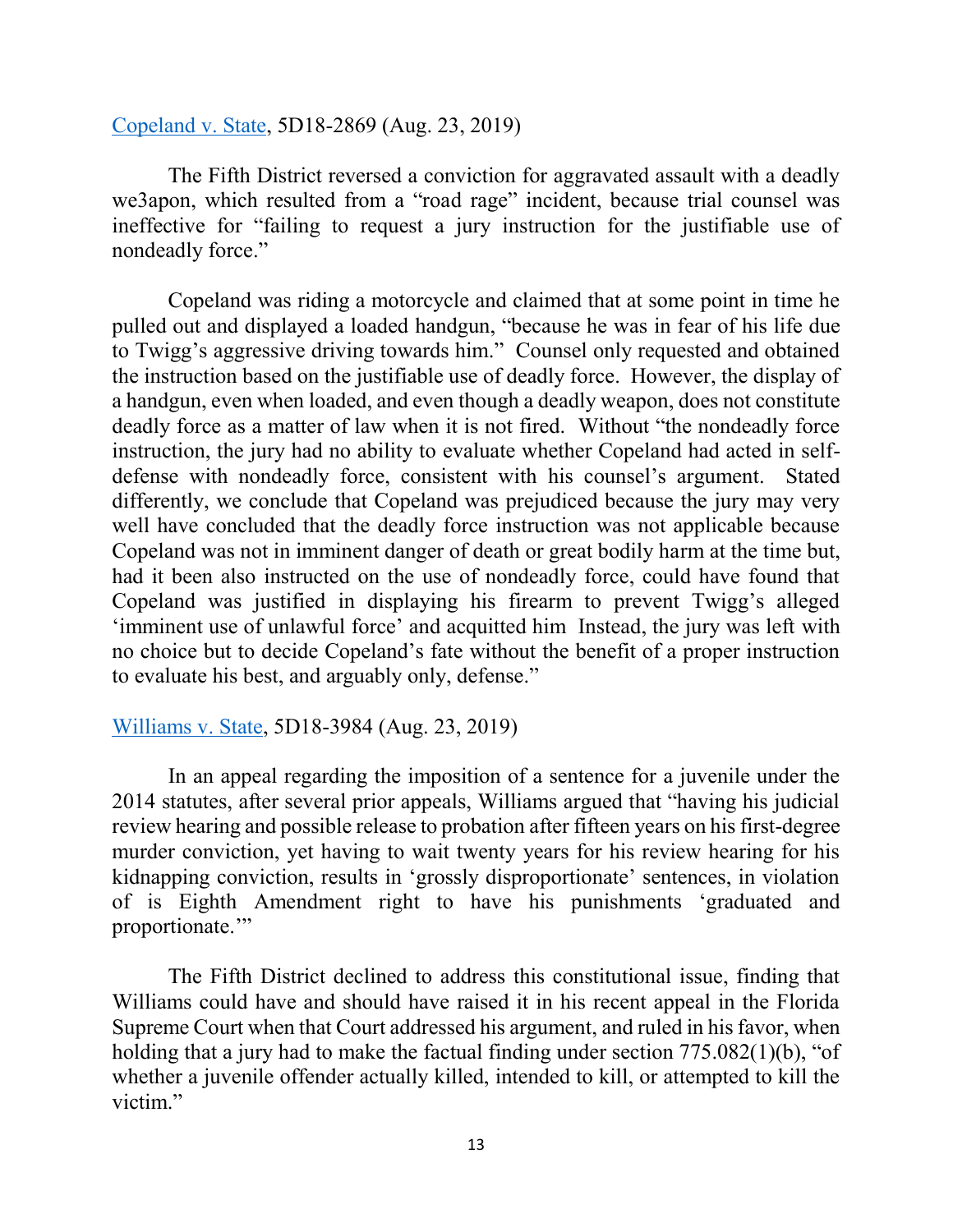[Copeland v. State](), 5D18-2869 (Aug. 23, 2019)

The Fifth District reversed a conviction for aggravated assault with a deadly we3apon, which resulted from a "road rage" incident, because trial counsel was ineffective for "failing to request a jury instruction for the justifiable use of nondeadly force."

Copeland was riding a motorcycle and claimed that at some point in time he pulled out and displayed a loaded handgun, "because he was in fear of his life due to Twigg's aggressive driving towards him." Counsel only requested and obtained the instruction based on the justifiable use of deadly force. However, the display of a handgun, even when loaded, and even though a deadly weapon, does not constitute deadly force as a matter of law when it is not fired. Without "the nondeadly force instruction, the jury had no ability to evaluate whether Copeland had acted in self-defense with nondeadly force, consistent with his counsel's argument. Stated differently, we conclude that Copeland was prejudiced because the jury may very well have concluded that the deadly force instruction was not applicable because Copeland was not in imminent danger of death or great bodily harm at the time but, had it been also instructed on the use of nondeadly force, could have found that Copeland was justified in displaying his firearm to prevent Twigg's alleged 'imminent use of unlawful force' and acquitted him Instead, the jury was left with no choice but to decide Copeland's fate without the benefit of a proper instruction to evaluate his best, and arguably only, defense."

[Williams v. State](), 5D18-3984 (Aug. 23, 2019)

In an appeal regarding the imposition of a sentence for a juvenile under the 2014 statutes, after several prior appeals, Williams argued that "having his judicial review hearing and possible release to probation after fifteen years on his first-degree murder conviction, yet having to wait twenty years for his review hearing for his kidnapping conviction, results in 'grossly disproportionate' sentences, in violation of is Eighth Amendment right to have his punishments 'graduated and proportionate.'"

The Fifth District declined to address this constitutional issue, finding that Williams could have and should have raised it in his recent appeal in the Florida Supreme Court when that Court addressed his argument, and ruled in his favor, when holding that a jury had to make the factual finding under section 775.082(1)(b), "of whether a juvenile offender actually killed, intended to kill, or attempted to kill the victim."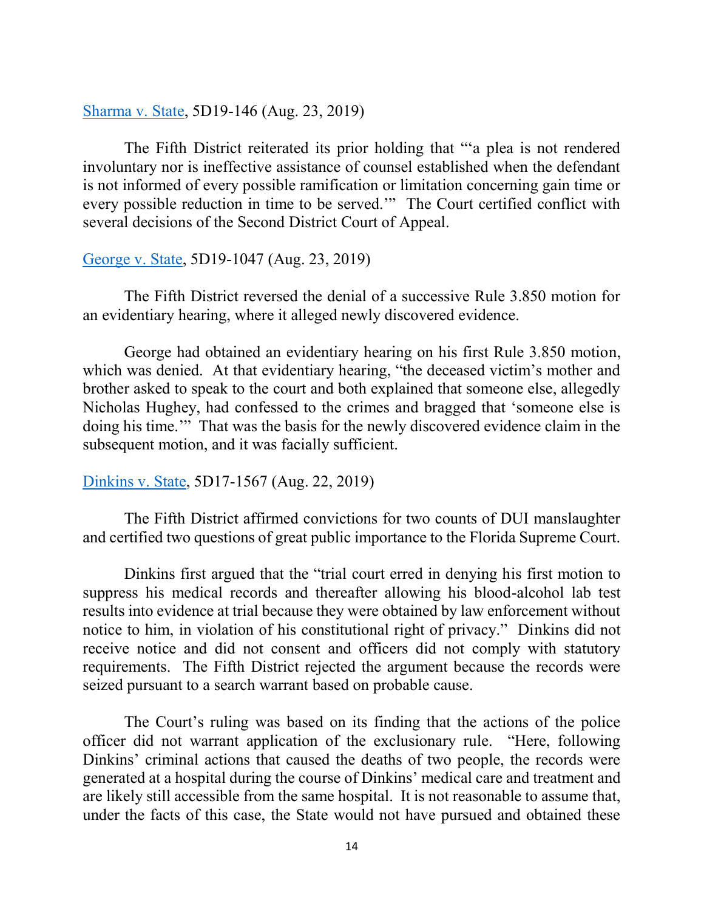[Sharma v. State](), 5D19-146 (Aug. 23, 2019)

The Fifth District reiterated its prior holding that "'a plea is not rendered involuntary nor is ineffective assistance of counsel established when the defendant is not informed of every possible ramification or limitation concerning gain time or every possible reduction in time to be served.'" The Court certified conflict with several decisions of the Second District Court of Appeal.

[George v. State](), 5D19-1047 (Aug. 23, 2019)

The Fifth District reversed the denial of a successive Rule 3.850 motion for an evidentiary hearing, where it alleged newly discovered evidence.

George had obtained an evidentiary hearing on his first Rule 3.850 motion, which was denied. At that evidentiary hearing, "the deceased victim's mother and brother asked to speak to the court and both explained that someone else, allegedly Nicholas Hughey, had confessed to the crimes and bragged that 'someone else is doing his time.'" That was the basis for the newly discovered evidence claim in the subsequent motion, and it was facially sufficient.

[Dinkins v. State](), 5D17-1567 (Aug. 22, 2019)

The Fifth District affirmed convictions for two counts of DUI manslaughter and certified two questions of great public importance to the Florida Supreme Court.

Dinkins first argued that the "trial court erred in denying his first motion to suppress his medical records and thereafter allowing his blood-alcohol lab test results into evidence at trial because they were obtained by law enforcement without notice to him, in violation of his constitutional right of privacy." Dinkins did not receive notice and did not consent and officers did not comply with statutory requirements. The Fifth District rejected the argument because the records were seized pursuant to a search warrant based on probable cause.

The Court's ruling was based on its finding that the actions of the police officer did not warrant application of the exclusionary rule. "Here, following Dinkins' criminal actions that caused the deaths of two people, the records were generated at a hospital during the course of Dinkins' medical care and treatment and are likely still accessible from the same hospital. It is not reasonable to assume that, under the facts of this case, the State would not have pursued and obtained these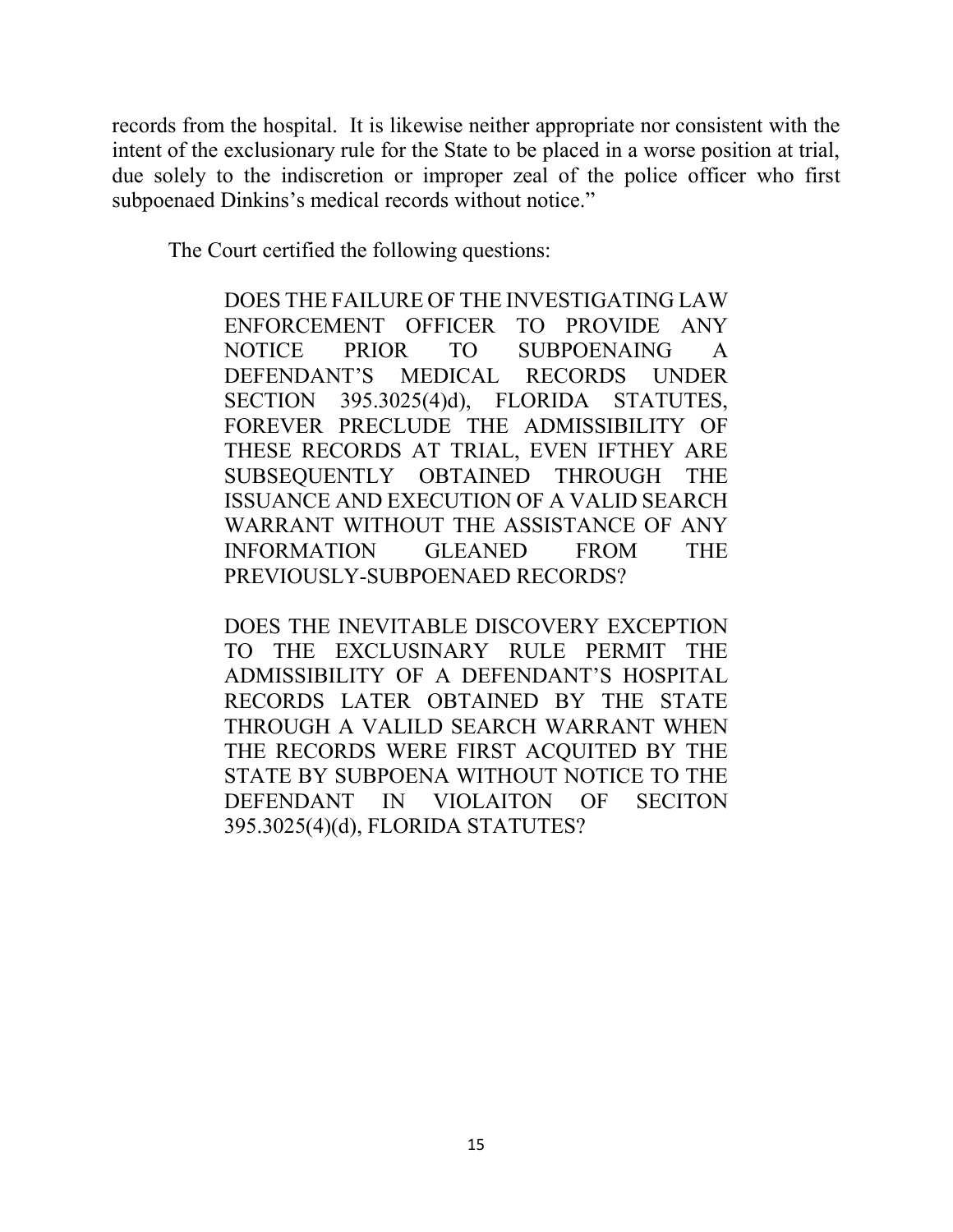records from the hospital. It is likewise neither appropriate nor consistent with the intent of the exclusionary rule for the State to be placed in a worse position at trial, due solely to the indiscretion or improper zeal of the police officer who first subpoenaed Dinkins's medical records without notice."

The Court certified the following questions:

> DOES THE FAILURE OF THE INVESTIGATING LAW ENFORCEMENT OFFICER TO PROVIDE ANY NOTICE PRIOR TO SUBPOENAING A DEFENDANT'S MEDICAL RECORDS UNDER SECTION 395.3025(4)d), FLORIDA STATUTES, FOREVER PRECLUDE THE ADMISSIBILITY OF THESE RECORDS AT TRIAL, EVEN IFTHEY ARE SUBSEQUENTLY OBTAINED THROUGH THE ISSUANCE AND EXECUTION OF A VALID SEARCH WARRANT WITHOUT THE ASSISTANCE OF ANY INFORMATION GLEANED FROM THE PREVIOUSLY-SUBPOENAED RECORDS?

> DOES THE INEVITABLE DISCOVERY EXCEPTION TO THE EXCLUSINARY RULE PERMIT THE ADMISSIBILITY OF A DEFENDANT'S HOSPITAL RECORDS LATER OBTAINED BY THE STATE THROUGH A VALILD SEARCH WARRANT WHEN THE RECORDS WERE FIRST ACQUITED BY THE STATE BY SUBPOENA WITHOUT NOTICE TO THE DEFENDANT IN VIOLAITON OF SECITON 395.3025(4)(d), FLORIDA STATUTES?